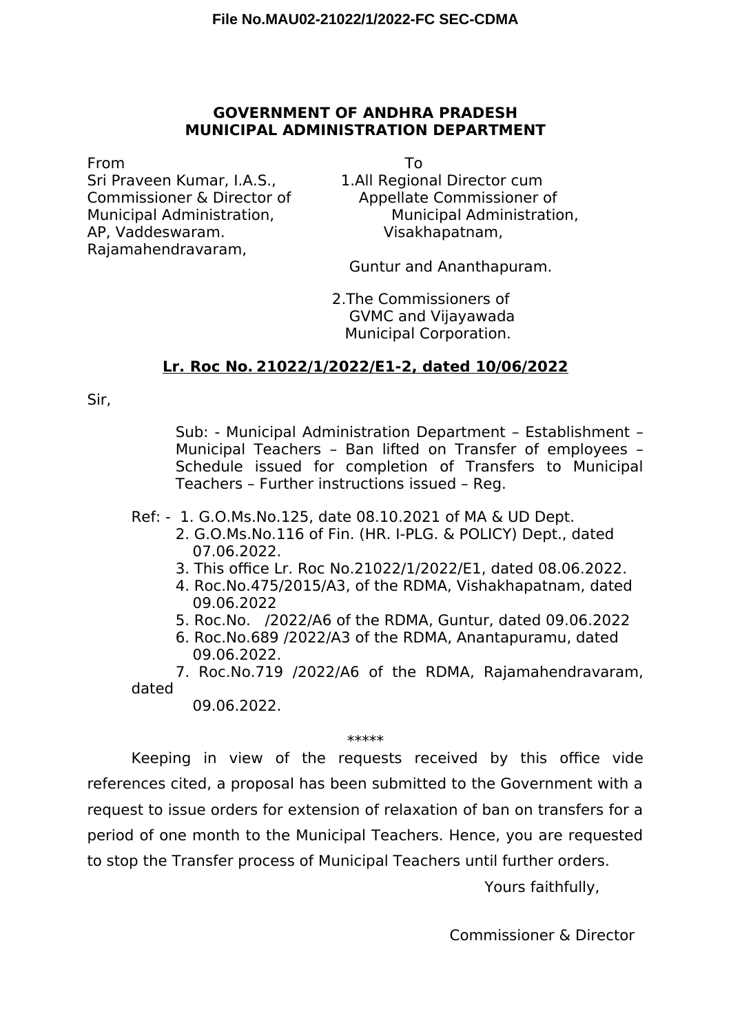File No.MAU02-21022/1/2022-FC SEC-CDMA

**GOVERNMENT OF ANDHRA PRADESH**
**MUNICIPAL ADMINISTRATION DEPARTMENT**

From
Sri Praveen Kumar, I.A.S.,
Commissioner & Director of
Municipal Administration,
AP, Vaddeswaram.
Rajamahendravaram,

To
1.All Regional Director cum
Appellate Commissioner of
Municipal Administration,
Visakhapatnam,
Guntur and Ananthapuram.

2.The Commissioners of
GVMC and Vijayawada
Municipal Corporation.

**Lr. Roc No. 21022/1/2022/E1-2, dated 10/06/2022**

Sir,

Sub: - Municipal Administration Department – Establishment – Municipal Teachers – Ban lifted on Transfer of employees – Schedule issued for completion of Transfers to Municipal Teachers – Further instructions issued – Reg.

Ref: -
1. G.O.Ms.No.125, date 08.10.2021 of MA & UD Dept.
2. G.O.Ms.No.116 of Fin. (HR. I-PLG. & POLICY) Dept., dated 07.06.2022.
3. This office Lr. Roc No.21022/1/2022/E1, dated 08.06.2022.
4. Roc.No.475/2015/A3, of the RDMA, Vishakhapatnam, dated 09.06.2022
5. Roc.No. /2022/A6 of the RDMA, Guntur, dated 09.06.2022
6. Roc.No.689 /2022/A3 of the RDMA, Anantapuramu, dated 09.06.2022.
7. Roc.No.719 /2022/A6 of the RDMA, Rajamahendravaram, dated 09.06.2022.

*****

Keeping in view of the requests received by this office vide references cited, a proposal has been submitted to the Government with a request to issue orders for extension of relaxation of ban on transfers for a period of one month to the Municipal Teachers. Hence, you are requested to stop the Transfer process of Municipal Teachers until further orders.

Yours faithfully,

Commissioner & Director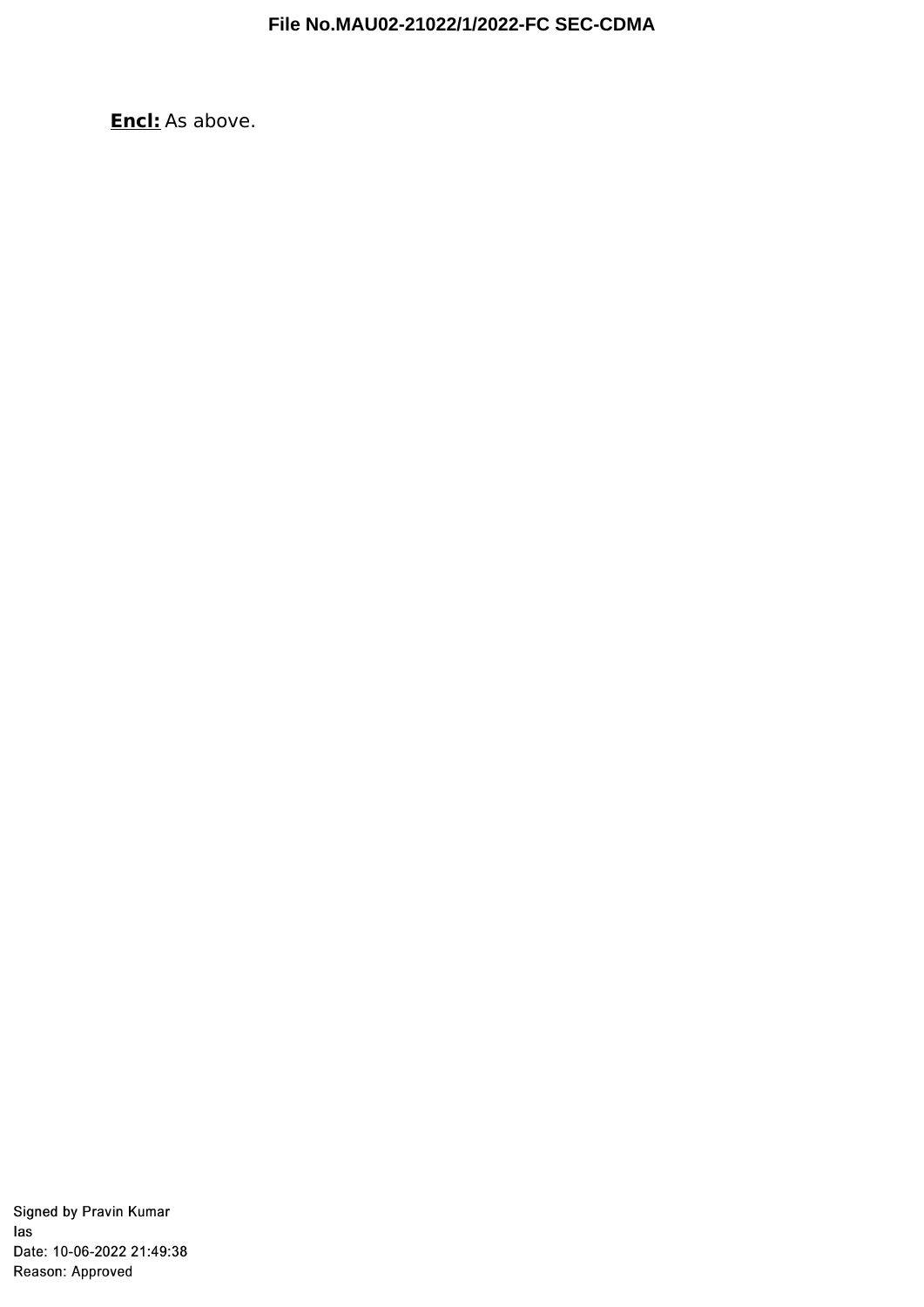**Encl:** As above.

Signed by Pravin Kumar
Ias
Date: 10-06-2022 21:49:38
Reason: Approved